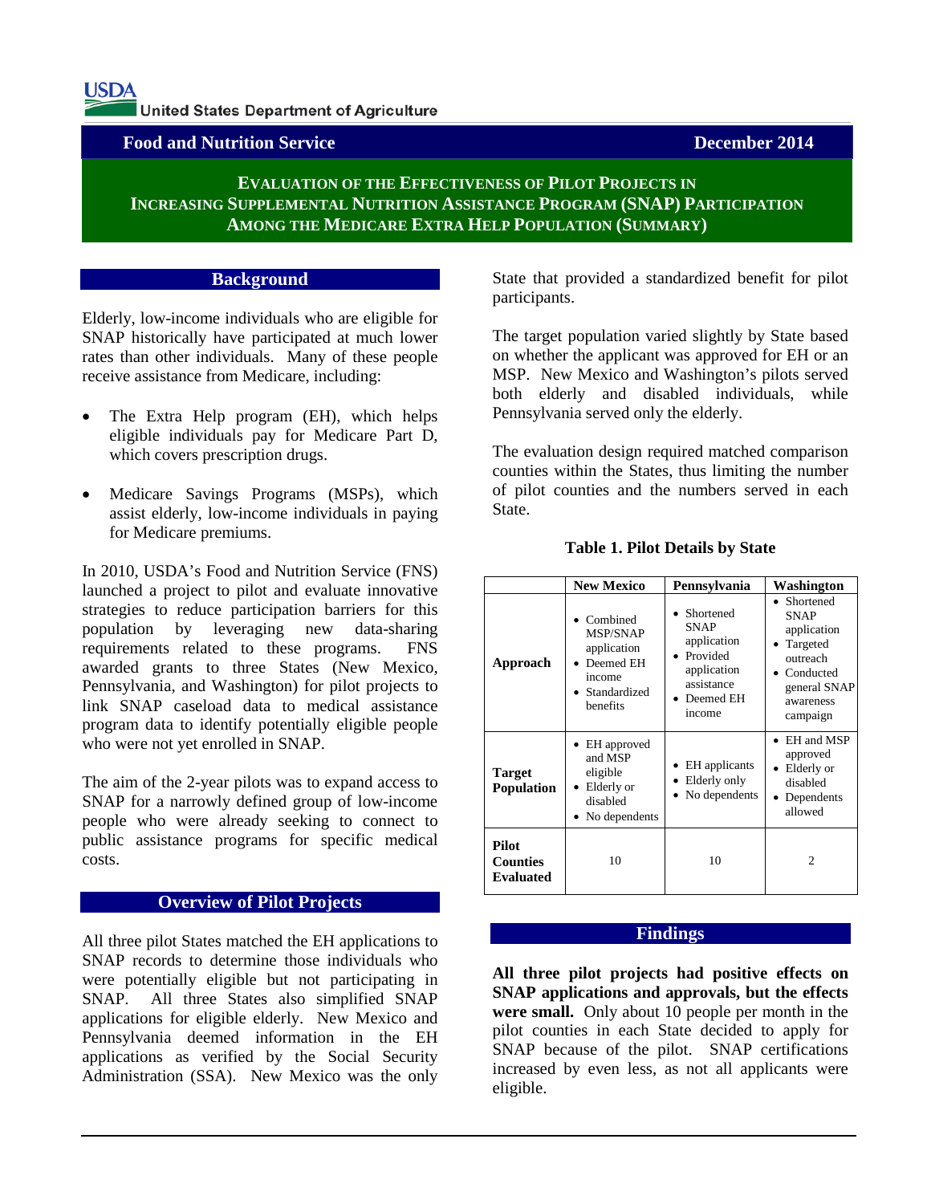USDA United States Department of Agriculture

**Food and Nutrition Service** **December 2014**

# Evaluation of the Effectiveness of Pilot Projects in Increasing Supplemental Nutrition Assistance Program (SNAP) Participation Among the Medicare Extra Help Population (Summary)

## Background

Elderly, low-income individuals who are eligible for SNAP historically have participated at much lower rates than other individuals. Many of these people receive assistance from Medicare, including:

- The Extra Help program (EH), which helps eligible individuals pay for Medicare Part D, which covers prescription drugs.
- Medicare Savings Programs (MSPs), which assist elderly, low-income individuals in paying for Medicare premiums.

In 2010, USDA's Food and Nutrition Service (FNS) launched a project to pilot and evaluate innovative strategies to reduce participation barriers for this population by leveraging new data-sharing requirements related to these programs. FNS awarded grants to three States (New Mexico, Pennsylvania, and Washington) for pilot projects to link SNAP caseload data to medical assistance program data to identify potentially eligible people who were not yet enrolled in SNAP.

The aim of the 2-year pilots was to expand access to SNAP for a narrowly defined group of low-income people who were already seeking to connect to public assistance programs for specific medical costs.

## Overview of Pilot Projects

All three pilot States matched the EH applications to SNAP records to determine those individuals who were potentially eligible but not participating in SNAP. All three States also simplified SNAP applications for eligible elderly. New Mexico and Pennsylvania deemed information in the EH applications as verified by the Social Security Administration (SSA). New Mexico was the only State that provided a standardized benefit for pilot participants.

The target population varied slightly by State based on whether the applicant was approved for EH or an MSP. New Mexico and Washington's pilots served both elderly and disabled individuals, while Pennsylvania served only the elderly.

The evaluation design required matched comparison counties within the States, thus limiting the number of pilot counties and the numbers served in each State.

**Table 1. Pilot Details by State**

| | New Mexico | Pennsylvania | Washington |
|---|---|---|---|
| **Approach** | • Combined MSP/SNAP application<br>• Deemed EH income<br>• Standardized benefits | • Shortened SNAP application<br>• Provided application assistance<br>• Deemed EH income | • Shortened SNAP application<br>• Targeted outreach<br>• Conducted general SNAP awareness campaign |
| **Target Population** | • EH approved and MSP eligible<br>• Elderly or disabled<br>• No dependents | • EH applicants<br>• Elderly only<br>• No dependents | • EH and MSP approved<br>• Elderly or disabled<br>• Dependents allowed |
| **Pilot Counties Evaluated** | 10 | 10 | 2 |

## Findings

**All three pilot projects had positive effects on SNAP applications and approvals, but the effects were small.** Only about 10 people per month in the pilot counties in each State decided to apply for SNAP because of the pilot. SNAP certifications increased by even less, as not all applicants were eligible.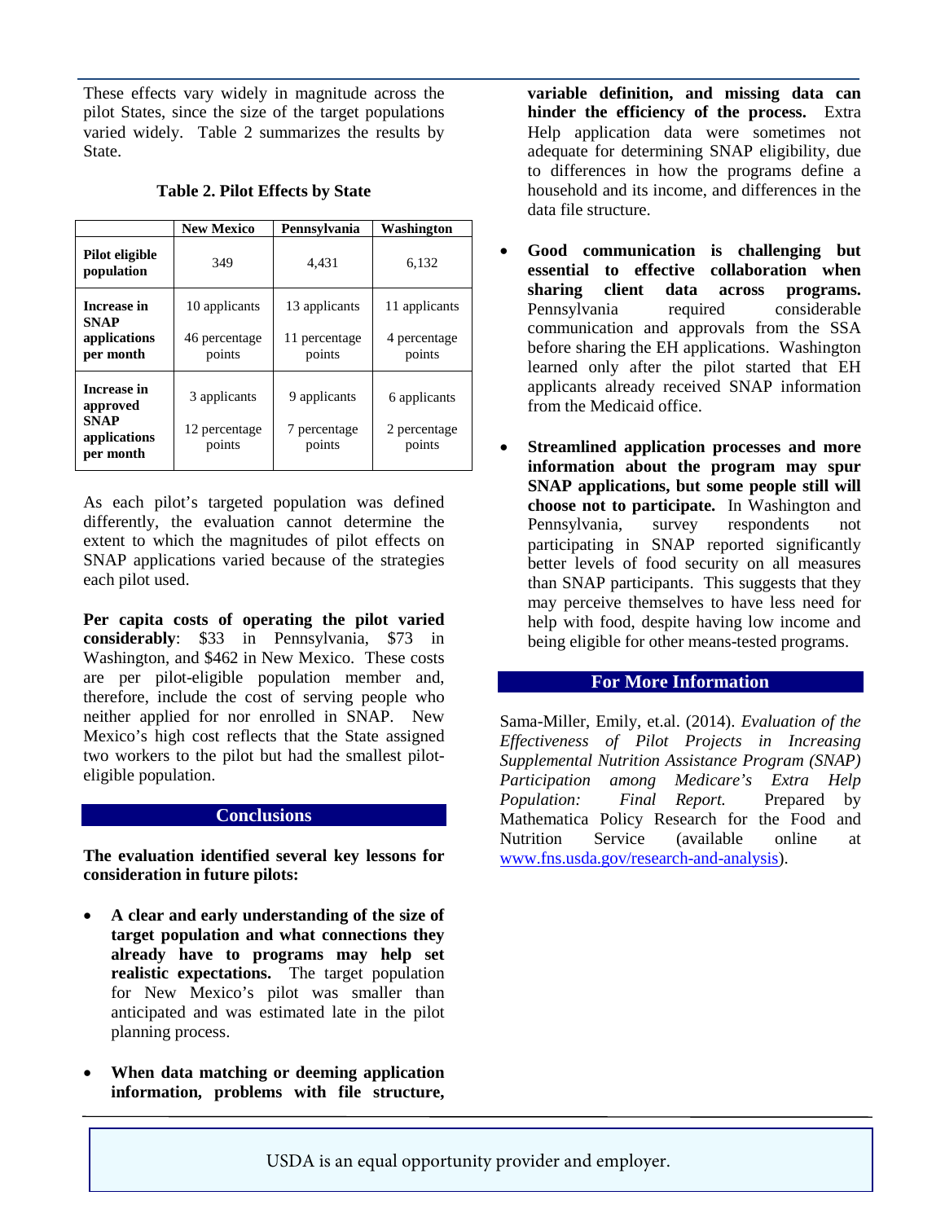These effects vary widely in magnitude across the pilot States, since the size of the target populations varied widely. Table 2 summarizes the results by State.

**Table 2. Pilot Effects by State**

| | New Mexico | Pennsylvania | Washington |
|---|---|---|---|
| **Pilot eligible population** | 349 | 4,431 | 6,132 |
| **Increase in SNAP applications per month** | 10 applicants<br>46 percentage points | 13 applicants<br>11 percentage points | 11 applicants<br>4 percentage points |
| **Increase in approved SNAP applications per month** | 3 applicants<br>12 percentage points | 9 applicants<br>7 percentage points | 6 applicants<br>2 percentage points |

As each pilot's targeted population was defined differently, the evaluation cannot determine the extent to which the magnitudes of pilot effects on SNAP applications varied because of the strategies each pilot used.

**Per capita costs of operating the pilot varied considerably**: $33 in Pennsylvania, $73 in Washington, and $462 in New Mexico. These costs are per pilot-eligible population member and, therefore, include the cost of serving people who neither applied for nor enrolled in SNAP. New Mexico's high cost reflects that the State assigned two workers to the pilot but had the smallest pilot-eligible population.

## Conclusions

**The evaluation identified several key lessons for consideration in future pilots:**

- **A clear and early understanding of the size of target population and what connections they already have to programs may help set realistic expectations.** The target population for New Mexico's pilot was smaller than anticipated and was estimated late in the pilot planning process.

- **When data matching or deeming application information, problems with file structure, variable definition, and missing data can hinder the efficiency of the process.** Extra Help application data were sometimes not adequate for determining SNAP eligibility, due to differences in how the programs define a household and its income, and differences in the data file structure.

- **Good communication is challenging but essential to effective collaboration when sharing client data across programs.** Pennsylvania required considerable communication and approvals from the SSA before sharing the EH applications. Washington learned only after the pilot started that EH applicants already received SNAP information from the Medicaid office.

- **Streamlined application processes and more information about the program may spur SNAP applications, but some people still will choose not to participate.** In Washington and Pennsylvania, survey respondents not participating in SNAP reported significantly better levels of food security on all measures than SNAP participants. This suggests that they may perceive themselves to have less need for help with food, despite having low income and being eligible for other means-tested programs.

## For More Information

Sama-Miller, Emily, et.al. (2014). *Evaluation of the Effectiveness of Pilot Projects in Increasing Supplemental Nutrition Assistance Program (SNAP) Participation among Medicare's Extra Help Population: Final Report.* Prepared by Mathematica Policy Research for the Food and Nutrition Service (available online at www.fns.usda.gov/research-and-analysis).

USDA is an equal opportunity provider and employer.